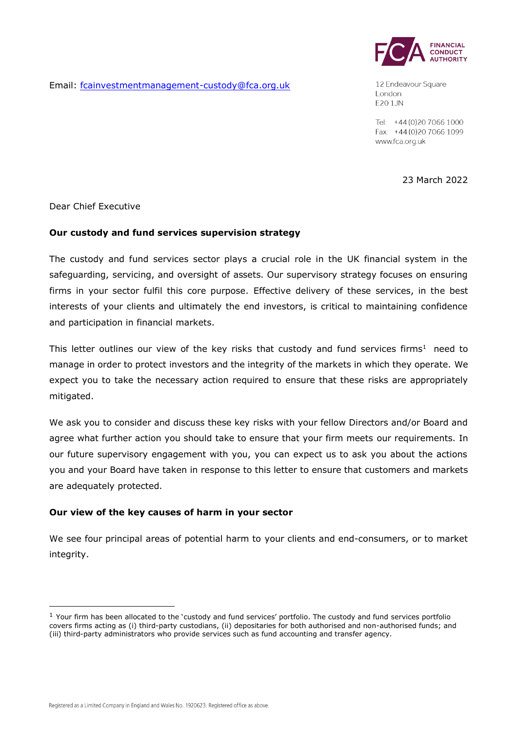Email: fcainvestmentmanagement-custody@fca.org.uk

FINANCIAL CONDUCT AUTHORITY

12 Endeavour Square
London
E20 1JN

Tel: +44 (0)20 7066 1000
Fax: +44 (0)20 7066 1099
www.fca.org.uk

23 March 2022

Dear Chief Executive

**Our custody and fund services supervision strategy**

The custody and fund services sector plays a crucial role in the UK financial system in the safeguarding, servicing, and oversight of assets. Our supervisory strategy focuses on ensuring firms in your sector fulfil this core purpose. Effective delivery of these services, in the best interests of your clients and ultimately the end investors, is critical to maintaining confidence and participation in financial markets.

This letter outlines our view of the key risks that custody and fund services firms[1] need to manage in order to protect investors and the integrity of the markets in which they operate. We expect you to take the necessary action required to ensure that these risks are appropriately mitigated.

We ask you to consider and discuss these key risks with your fellow Directors and/or Board and agree what further action you should take to ensure that your firm meets our requirements. In our future supervisory engagement with you, you can expect us to ask you about the actions you and your Board have taken in response to this letter to ensure that customers and markets are adequately protected.

**Our view of the key causes of harm in your sector**

We see four principal areas of potential harm to your clients and end-consumers, or to market integrity.

[1] Your firm has been allocated to the 'custody and fund services' portfolio. The custody and fund services portfolio covers firms acting as (i) third-party custodians, (ii) depositaries for both authorised and non-authorised funds; and (iii) third-party administrators who provide services such as fund accounting and transfer agency.

Registered as a Limited Company in England and Wales No. 1920623. Registered office as above.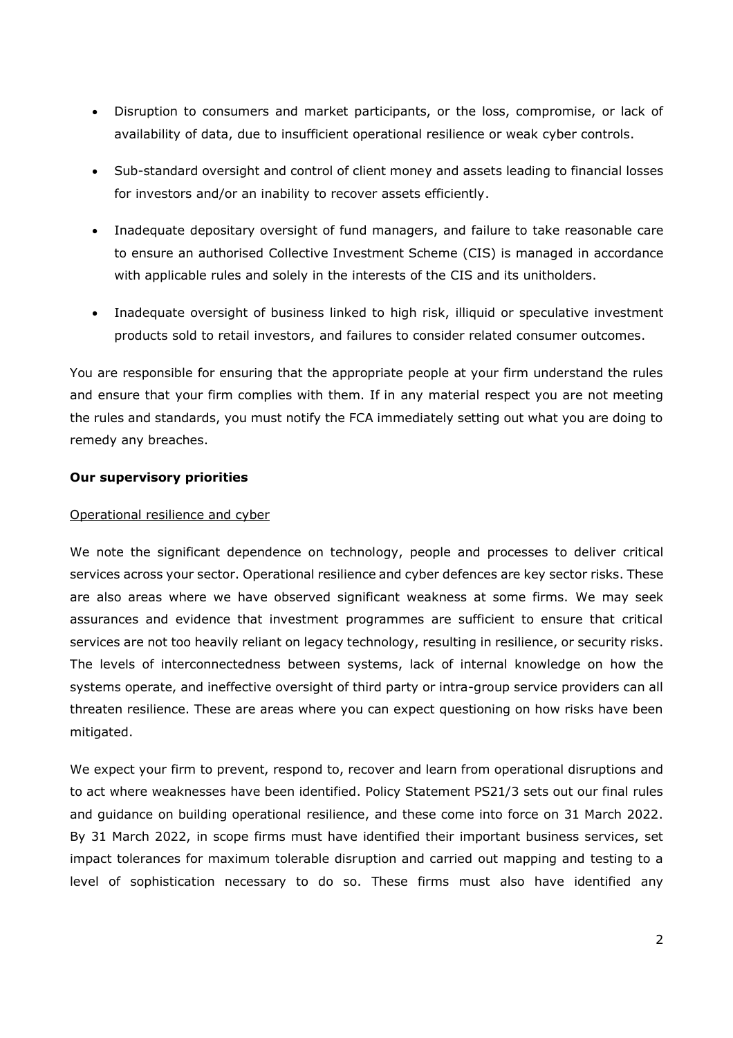- Disruption to consumers and market participants, or the loss, compromise, or lack of availability of data, due to insufficient operational resilience or weak cyber controls.
- Sub-standard oversight and control of client money and assets leading to financial losses for investors and/or an inability to recover assets efficiently.
- Inadequate depositary oversight of fund managers, and failure to take reasonable care to ensure an authorised Collective Investment Scheme (CIS) is managed in accordance with applicable rules and solely in the interests of the CIS and its unitholders.
- Inadequate oversight of business linked to high risk, illiquid or speculative investment products sold to retail investors, and failures to consider related consumer outcomes.

You are responsible for ensuring that the appropriate people at your firm understand the rules and ensure that your firm complies with them. If in any material respect you are not meeting the rules and standards, you must notify the FCA immediately setting out what you are doing to remedy any breaches.

**Our supervisory priorities**

Operational resilience and cyber

We note the significant dependence on technology, people and processes to deliver critical services across your sector. Operational resilience and cyber defences are key sector risks. These are also areas where we have observed significant weakness at some firms. We may seek assurances and evidence that investment programmes are sufficient to ensure that critical services are not too heavily reliant on legacy technology, resulting in resilience, or security risks. The levels of interconnectedness between systems, lack of internal knowledge on how the systems operate, and ineffective oversight of third party or intra-group service providers can all threaten resilience. These are areas where you can expect questioning on how risks have been mitigated.

We expect your firm to prevent, respond to, recover and learn from operational disruptions and to act where weaknesses have been identified. Policy Statement PS21/3 sets out our final rules and guidance on building operational resilience, and these come into force on 31 March 2022. By 31 March 2022, in scope firms must have identified their important business services, set impact tolerances for maximum tolerable disruption and carried out mapping and testing to a level of sophistication necessary to do so. These firms must also have identified any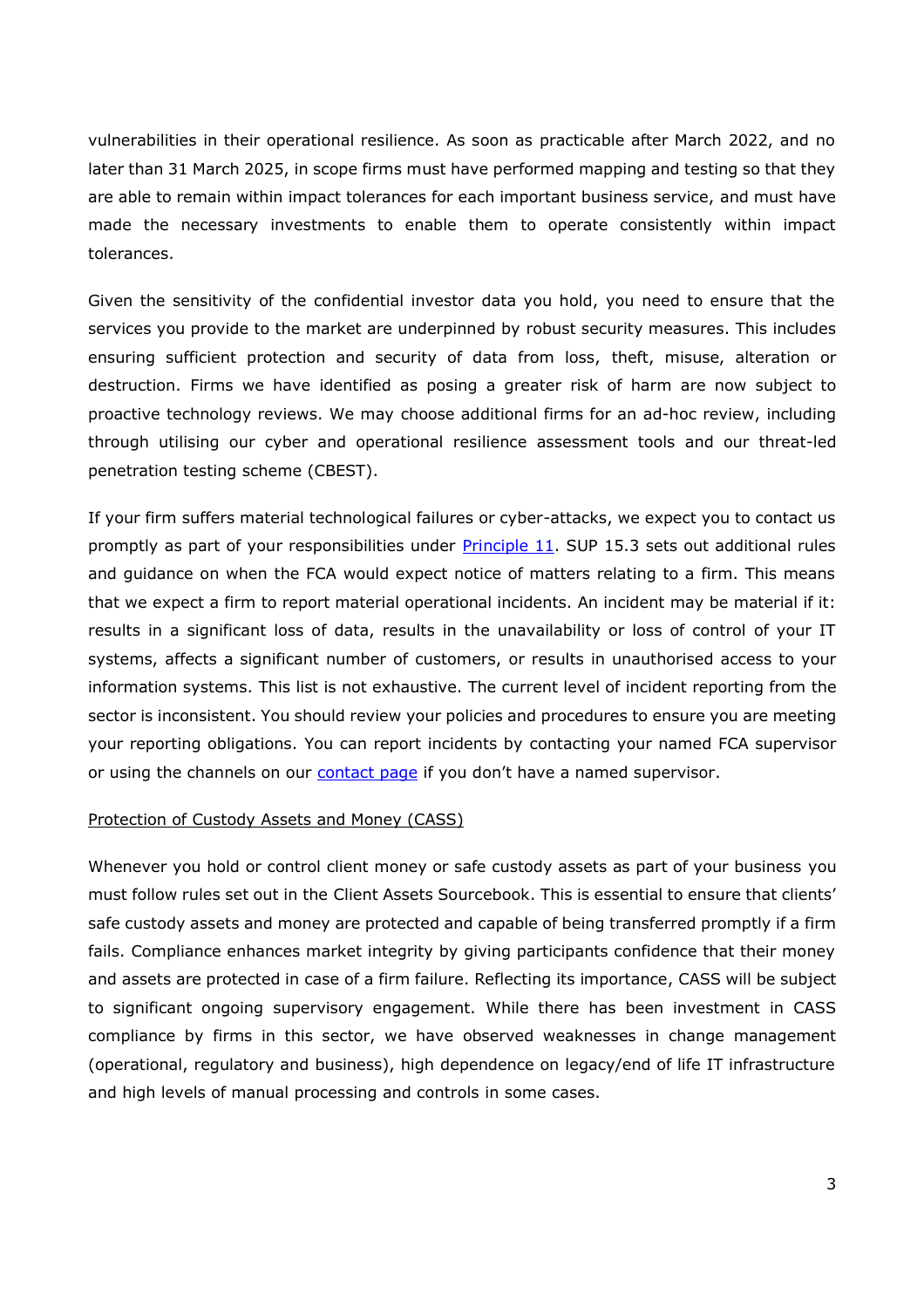vulnerabilities in their operational resilience. As soon as practicable after March 2022, and no later than 31 March 2025, in scope firms must have performed mapping and testing so that they are able to remain within impact tolerances for each important business service, and must have made the necessary investments to enable them to operate consistently within impact tolerances.

Given the sensitivity of the confidential investor data you hold, you need to ensure that the services you provide to the market are underpinned by robust security measures. This includes ensuring sufficient protection and security of data from loss, theft, misuse, alteration or destruction. Firms we have identified as posing a greater risk of harm are now subject to proactive technology reviews. We may choose additional firms for an ad-hoc review, including through utilising our cyber and operational resilience assessment tools and our threat-led penetration testing scheme (CBEST).

If your firm suffers material technological failures or cyber-attacks, we expect you to contact us promptly as part of your responsibilities under [Principle 11](). SUP 15.3 sets out additional rules and guidance on when the FCA would expect notice of matters relating to a firm. This means that we expect a firm to report material operational incidents. An incident may be material if it: results in a significant loss of data, results in the unavailability or loss of control of your IT systems, affects a significant number of customers, or results in unauthorised access to your information systems. This list is not exhaustive. The current level of incident reporting from the sector is inconsistent. You should review your policies and procedures to ensure you are meeting your reporting obligations. You can report incidents by contacting your named FCA supervisor or using the channels on our [contact page]() if you don't have a named supervisor.

<u>Protection of Custody Assets and Money (CASS)</u>

Whenever you hold or control client money or safe custody assets as part of your business you must follow rules set out in the Client Assets Sourcebook. This is essential to ensure that clients' safe custody assets and money are protected and capable of being transferred promptly if a firm fails. Compliance enhances market integrity by giving participants confidence that their money and assets are protected in case of a firm failure. Reflecting its importance, CASS will be subject to significant ongoing supervisory engagement. While there has been investment in CASS compliance by firms in this sector, we have observed weaknesses in change management (operational, regulatory and business), high dependence on legacy/end of life IT infrastructure and high levels of manual processing and controls in some cases.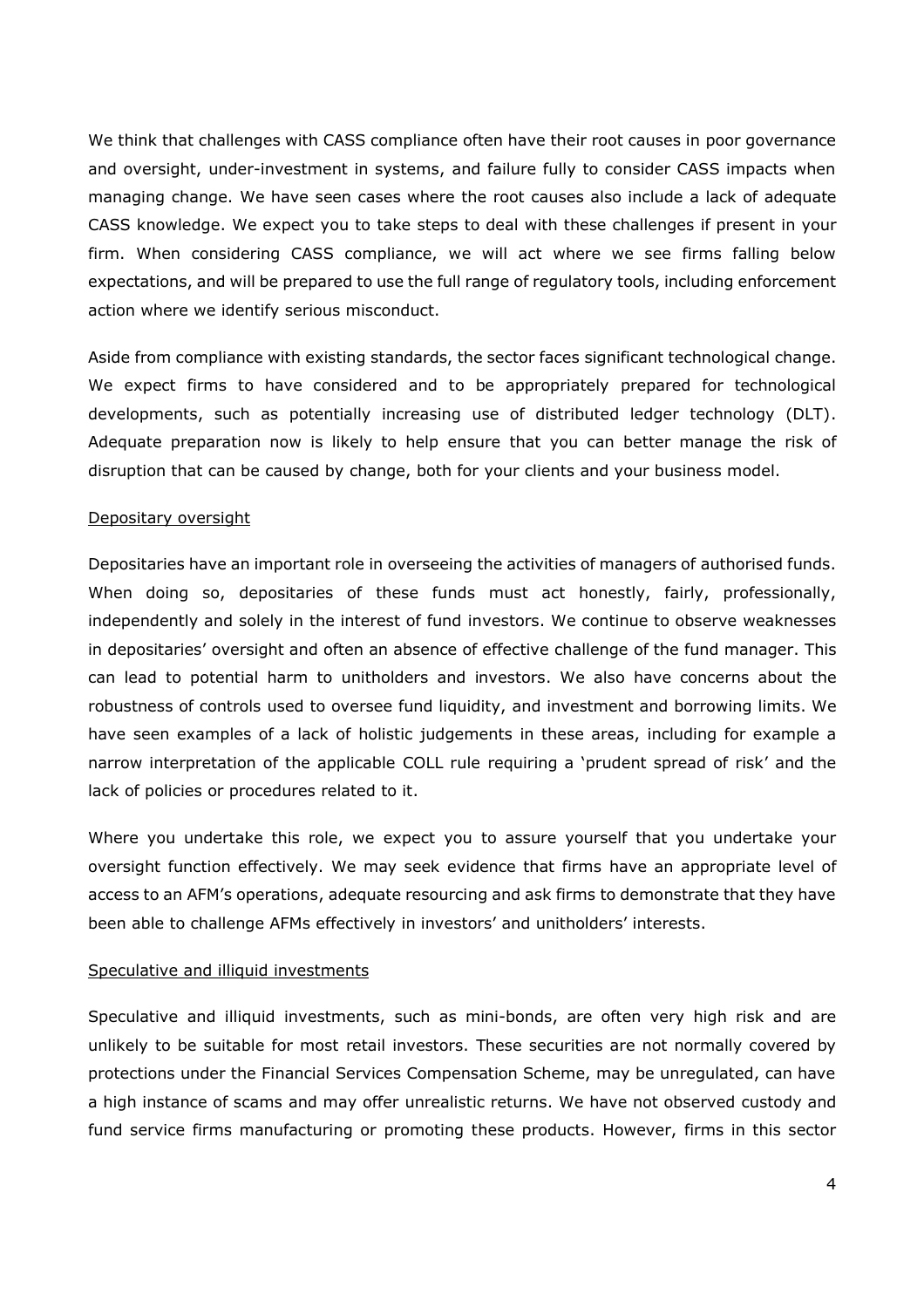We think that challenges with CASS compliance often have their root causes in poor governance and oversight, under-investment in systems, and failure fully to consider CASS impacts when managing change. We have seen cases where the root causes also include a lack of adequate CASS knowledge. We expect you to take steps to deal with these challenges if present in your firm. When considering CASS compliance, we will act where we see firms falling below expectations, and will be prepared to use the full range of regulatory tools, including enforcement action where we identify serious misconduct.

Aside from compliance with existing standards, the sector faces significant technological change. We expect firms to have considered and to be appropriately prepared for technological developments, such as potentially increasing use of distributed ledger technology (DLT). Adequate preparation now is likely to help ensure that you can better manage the risk of disruption that can be caused by change, both for your clients and your business model.

Depositary oversight

Depositaries have an important role in overseeing the activities of managers of authorised funds. When doing so, depositaries of these funds must act honestly, fairly, professionally, independently and solely in the interest of fund investors. We continue to observe weaknesses in depositaries' oversight and often an absence of effective challenge of the fund manager. This can lead to potential harm to unitholders and investors. We also have concerns about the robustness of controls used to oversee fund liquidity, and investment and borrowing limits. We have seen examples of a lack of holistic judgements in these areas, including for example a narrow interpretation of the applicable COLL rule requiring a 'prudent spread of risk' and the lack of policies or procedures related to it.

Where you undertake this role, we expect you to assure yourself that you undertake your oversight function effectively. We may seek evidence that firms have an appropriate level of access to an AFM's operations, adequate resourcing and ask firms to demonstrate that they have been able to challenge AFMs effectively in investors' and unitholders' interests.

Speculative and illiquid investments

Speculative and illiquid investments, such as mini-bonds, are often very high risk and are unlikely to be suitable for most retail investors. These securities are not normally covered by protections under the Financial Services Compensation Scheme, may be unregulated, can have a high instance of scams and may offer unrealistic returns. We have not observed custody and fund service firms manufacturing or promoting these products. However, firms in this sector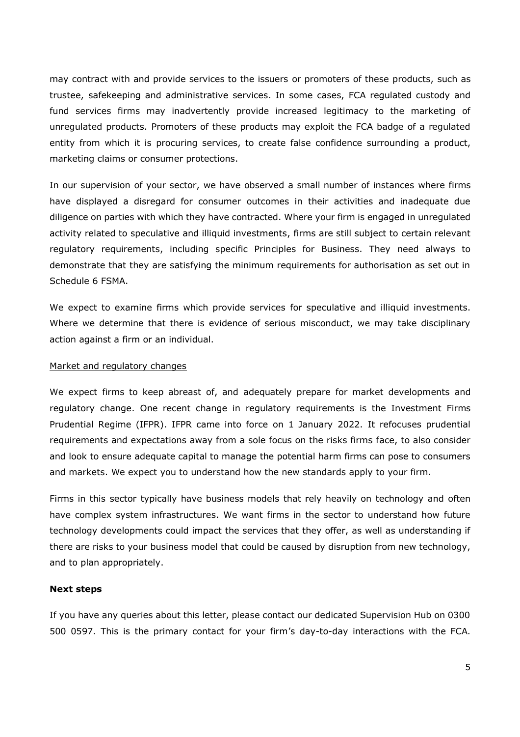may contract with and provide services to the issuers or promoters of these products, such as trustee, safekeeping and administrative services. In some cases, FCA regulated custody and fund services firms may inadvertently provide increased legitimacy to the marketing of unregulated products. Promoters of these products may exploit the FCA badge of a regulated entity from which it is procuring services, to create false confidence surrounding a product, marketing claims or consumer protections.

In our supervision of your sector, we have observed a small number of instances where firms have displayed a disregard for consumer outcomes in their activities and inadequate due diligence on parties with which they have contracted. Where your firm is engaged in unregulated activity related to speculative and illiquid investments, firms are still subject to certain relevant regulatory requirements, including specific Principles for Business. They need always to demonstrate that they are satisfying the minimum requirements for authorisation as set out in Schedule 6 FSMA.

We expect to examine firms which provide services for speculative and illiquid investments. Where we determine that there is evidence of serious misconduct, we may take disciplinary action against a firm or an individual.

<u>Market and regulatory changes</u>

We expect firms to keep abreast of, and adequately prepare for market developments and regulatory change. One recent change in regulatory requirements is the Investment Firms Prudential Regime (IFPR). IFPR came into force on 1 January 2022. It refocuses prudential requirements and expectations away from a sole focus on the risks firms face, to also consider and look to ensure adequate capital to manage the potential harm firms can pose to consumers and markets. We expect you to understand how the new standards apply to your firm.

Firms in this sector typically have business models that rely heavily on technology and often have complex system infrastructures. We want firms in the sector to understand how future technology developments could impact the services that they offer, as well as understanding if there are risks to your business model that could be caused by disruption from new technology, and to plan appropriately.

**Next steps**

If you have any queries about this letter, please contact our dedicated Supervision Hub on 0300 500 0597. This is the primary contact for your firm's day-to-day interactions with the FCA.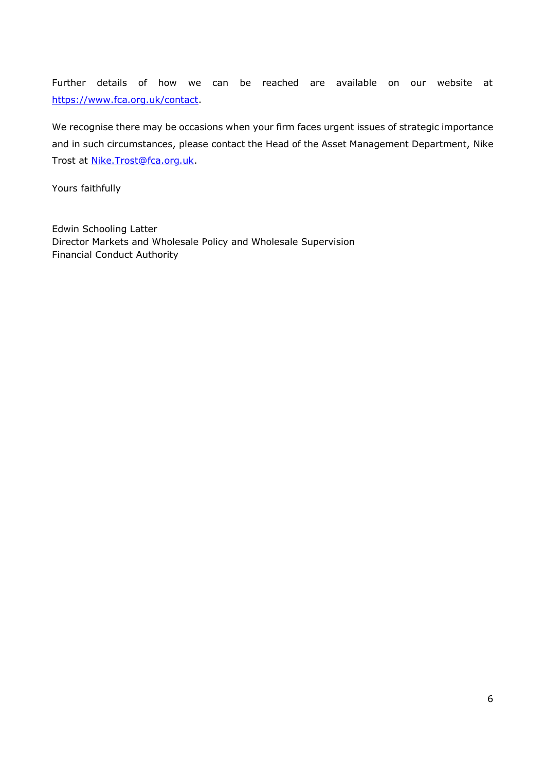Further details of how we can be reached are available on our website at https://www.fca.org.uk/contact.

We recognise there may be occasions when your firm faces urgent issues of strategic importance and in such circumstances, please contact the Head of the Asset Management Department, Nike Trost at Nike.Trost@fca.org.uk.

Yours faithfully

Edwin Schooling Latter
Director Markets and Wholesale Policy and Wholesale Supervision
Financial Conduct Authority